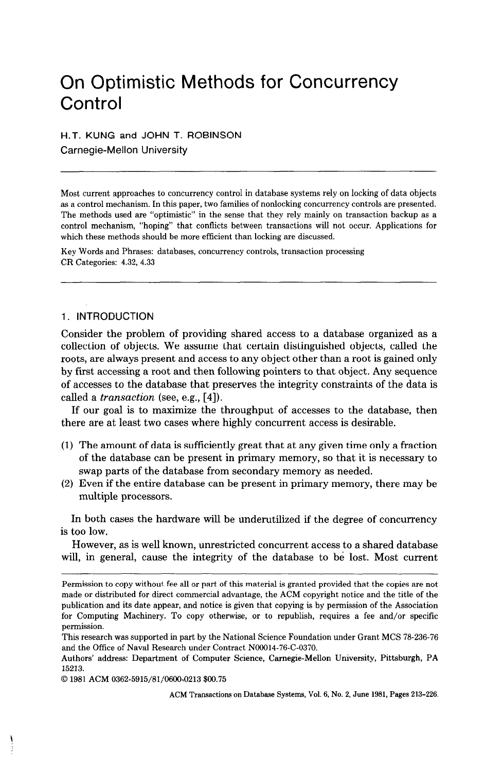# On Optimistic Methods for Concurrency Control

H.T. KUNG and JOHN T. ROBINSON
Carnegie-Mellon University

---

Most current approaches to concurrency control in database systems rely on locking of data objects as a control mechanism. In this paper, two families of nonlocking concurrency controls are presented. The methods used are "optimistic" in the sense that they rely mainly on transaction backup as a control mechanism, "hoping" that conflicts between transactions will not occur. Applications for which these methods should be more efficient than locking are discussed.

Key Words and Phrases: databases, concurrency controls, transaction processing

CR Categories: 4.32, 4.33

---

## 1. INTRODUCTION

Consider the problem of providing shared access to a database organized as a collection of objects. We assume that certain distinguished objects, called the roots, are always present and access to any object other than a root is gained only by first accessing a root and then following pointers to that object. Any sequence of accesses to the database that preserves the integrity constraints of the data is called a *transaction* (see, e.g., [4]).

If our goal is to maximize the throughput of accesses to the database, then there are at least two cases where highly concurrent access is desirable.

(1) The amount of data is sufficiently great that at any given time only a fraction of the database can be present in primary memory, so that it is necessary to swap parts of the database from secondary memory as needed.
(2) Even if the entire database can be present in primary memory, there may be multiple processors.

In both cases the hardware will be underutilized if the degree of concurrency is too low.

However, as is well known, unrestricted concurrent access to a shared database will, in general, cause the integrity of the database to be lost. Most current

---

Permission to copy without fee all or part of this material is granted provided that the copies are not made or distributed for direct commercial advantage, the ACM copyright notice and the title of the publication and its date appear, and notice is given that copying is by permission of the Association for Computing Machinery. To copy otherwise, or to republish, requires a fee and/or specific permission.

This research was supported in part by the National Science Foundation under Grant MCS 78-236-76 and the Office of Naval Research under Contract N00014-76-C-0370.

Authors' address: Department of Computer Science, Carnegie-Mellon University, Pittsburgh, PA 15213.

© 1981 ACM 0362-5915/81/0600-0213 $00.75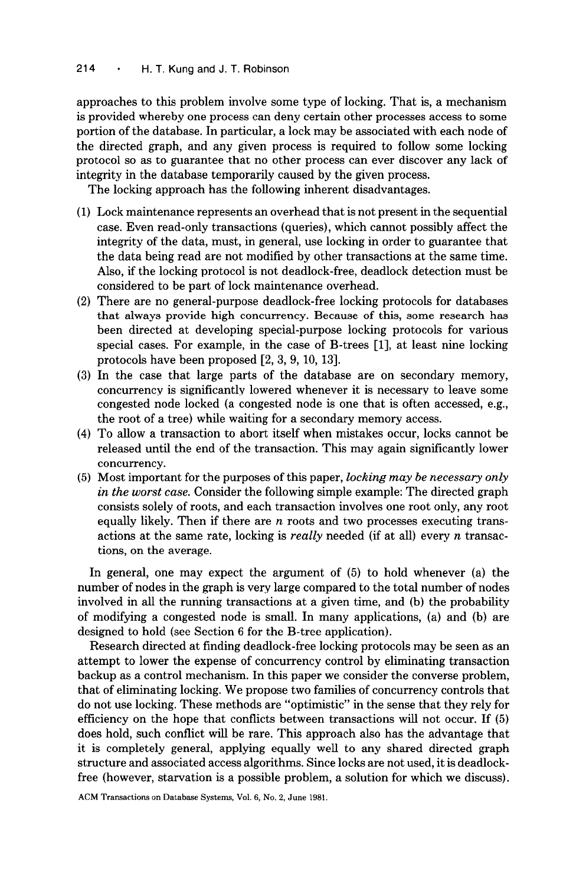approaches to this problem involve some type of locking. That is, a mechanism is provided whereby one process can deny certain other processes access to some portion of the database. In particular, a lock may be associated with each node of the directed graph, and any given process is required to follow some locking protocol so as to guarantee that no other process can ever discover any lack of integrity in the database temporarily caused by the given process.

The locking approach has the following inherent disadvantages.

(1) Lock maintenance represents an overhead that is not present in the sequential case. Even read-only transactions (queries), which cannot possibly affect the integrity of the data, must, in general, use locking in order to guarantee that the data being read are not modified by other transactions at the same time. Also, if the locking protocol is not deadlock-free, deadlock detection must be considered to be part of lock maintenance overhead.

(2) There are no general-purpose deadlock-free locking protocols for databases that always provide high concurrency. Because of this, some research has been directed at developing special-purpose locking protocols for various special cases. For example, in the case of B-trees [1], at least nine locking protocols have been proposed [2, 3, 9, 10, 13].

(3) In the case that large parts of the database are on secondary memory, concurrency is significantly lowered whenever it is necessary to leave some congested node locked (a congested node is one that is often accessed, e.g., the root of a tree) while waiting for a secondary memory access.

(4) To allow a transaction to abort itself when mistakes occur, locks cannot be released until the end of the transaction. This may again significantly lower concurrency.

(5) Most important for the purposes of this paper, *locking may be necessary only in the worst case.* Consider the following simple example: The directed graph consists solely of roots, and each transaction involves one root only, any root equally likely. Then if there are $n$ roots and two processes executing transactions at the same rate, locking is *really* needed (if at all) every $n$ transactions, on the average.

In general, one may expect the argument of (5) to hold whenever (a) the number of nodes in the graph is very large compared to the total number of nodes involved in all the running transactions at a given time, and (b) the probability of modifying a congested node is small. In many applications, (a) and (b) are designed to hold (see Section 6 for the B-tree application).

Research directed at finding deadlock-free locking protocols may be seen as an attempt to lower the expense of concurrency control by eliminating transaction backup as a control mechanism. In this paper we consider the converse problem, that of eliminating locking. We propose two families of concurrency controls that do not use locking. These methods are "optimistic" in the sense that they rely for efficiency on the hope that conflicts between transactions will not occur. If (5) does hold, such conflict will be rare. This approach also has the advantage that it is completely general, applying equally well to any shared directed graph structure and associated access algorithms. Since locks are not used, it is deadlock-free (however, starvation is a possible problem, a solution for which we discuss).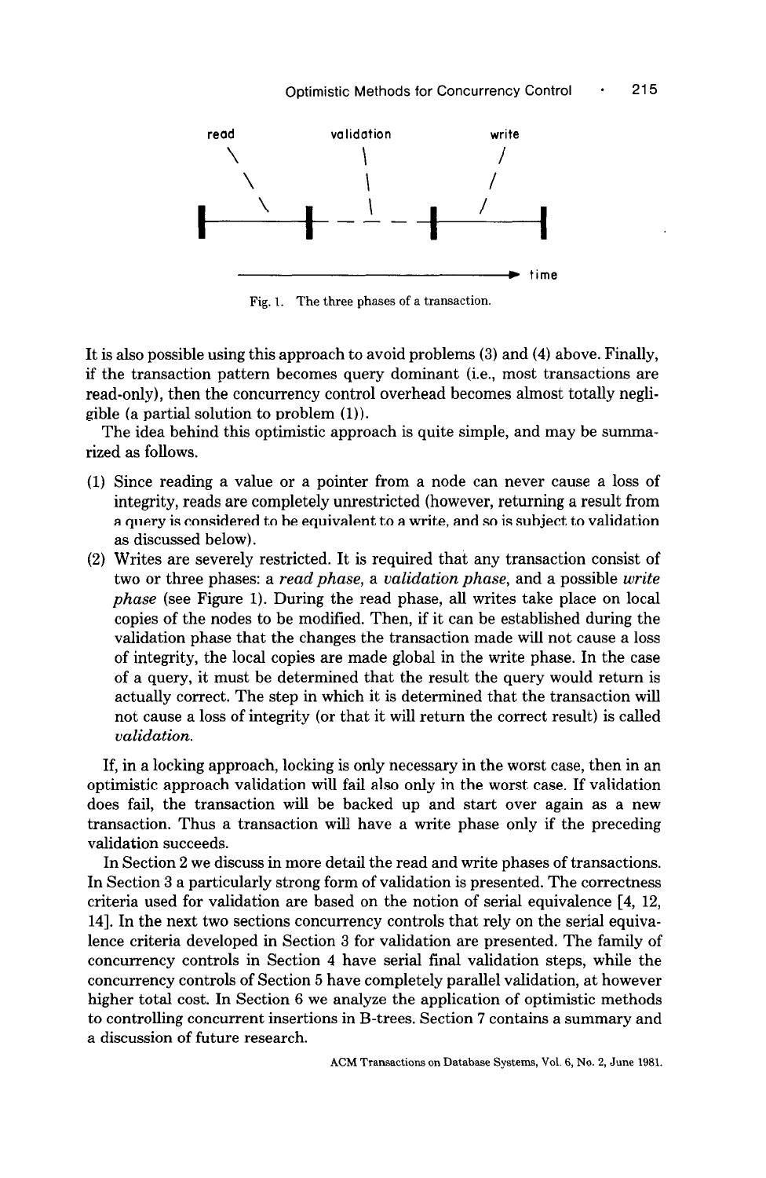Fig. 1. The three phases of a transaction.

It is also possible using this approach to avoid problems (3) and (4) above. Finally, if the transaction pattern becomes query dominant (i.e., most transactions are read-only), then the concurrency control overhead becomes almost totally negligible (a partial solution to problem (1)).

The idea behind this optimistic approach is quite simple, and may be summarized as follows.

(1) Since reading a value or a pointer from a node can never cause a loss of integrity, reads are completely unrestricted (however, returning a result from a query is considered to be equivalent to a write, and so is subject to validation as discussed below).

(2) Writes are severely restricted. It is required that any transaction consist of two or three phases: a *read phase*, a *validation phase*, and a possible *write phase* (see Figure 1). During the read phase, all writes take place on local copies of the nodes to be modified. Then, if it can be established during the validation phase that the changes the transaction made will not cause a loss of integrity, the local copies are made global in the write phase. In the case of a query, it must be determined that the result the query would return is actually correct. The step in which it is determined that the transaction will not cause a loss of integrity (or that it will return the correct result) is called *validation*.

If, in a locking approach, locking is only necessary in the worst case, then in an optimistic approach validation will fail also only in the worst case. If validation does fail, the transaction will be backed up and start over again as a new transaction. Thus a transaction will have a write phase only if the preceding validation succeeds.

In Section 2 we discuss in more detail the read and write phases of transactions. In Section 3 a particularly strong form of validation is presented. The correctness criteria used for validation are based on the notion of serial equivalence [4, 12, 14]. In the next two sections concurrency controls that rely on the serial equivalence criteria developed in Section 3 for validation are presented. The family of concurrency controls in Section 4 have serial final validation steps, while the concurrency controls of Section 5 have completely parallel validation, at however higher total cost. In Section 6 we analyze the application of optimistic methods to controlling concurrent insertions in B-trees. Section 7 contains a summary and a discussion of future research.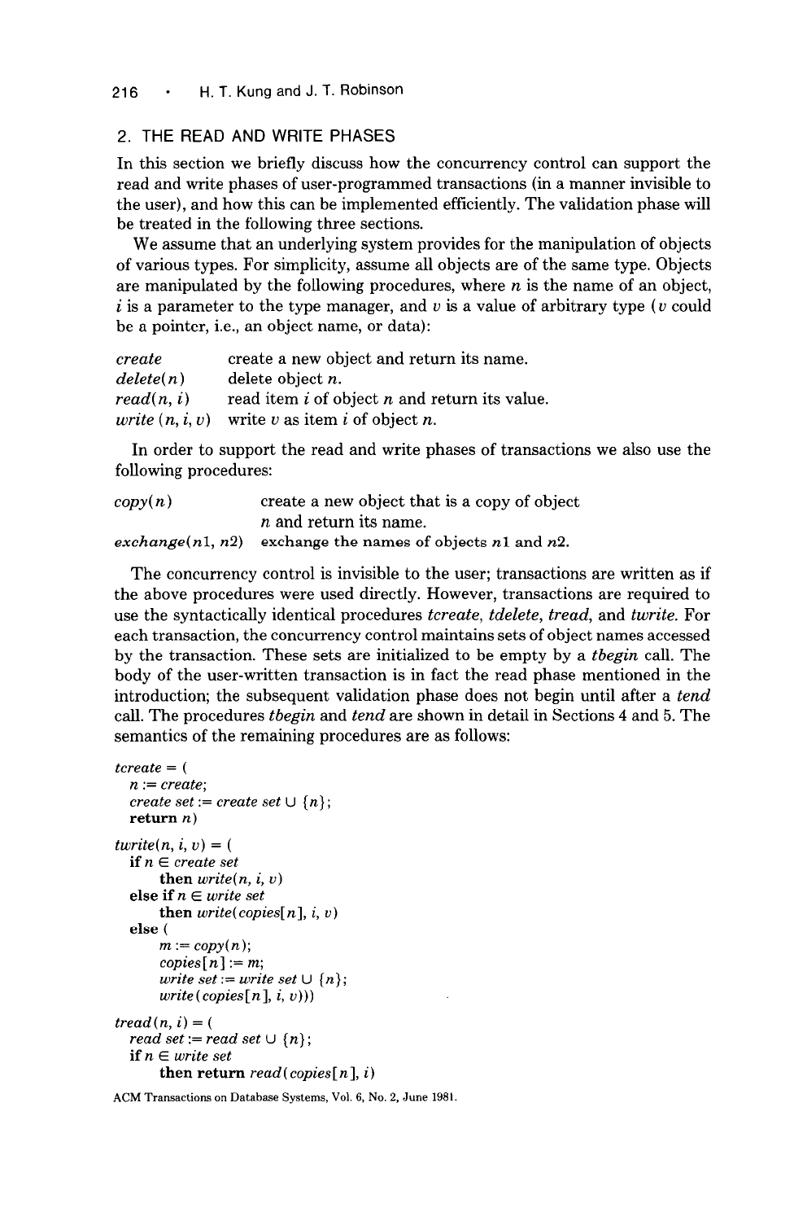## 2. THE READ AND WRITE PHASES

In this section we briefly discuss how the concurrency control can support the read and write phases of user-programmed transactions (in a manner invisible to the user), and how this can be implemented efficiently. The validation phase will be treated in the following three sections.

We assume that an underlying system provides for the manipulation of objects of various types. For simplicity, assume all objects are of the same type. Objects are manipulated by the following procedures, where $n$ is the name of an object, $i$ is a parameter to the type manager, and $v$ is a value of arbitrary type ($v$ could be a pointer, i.e., an object name, or data):

| | |
|---|---|
| *create* | create a new object and return its name. |
| *delete*($n$) | delete object $n$. |
| *read*($n$, $i$) | read item $i$ of object $n$ and return its value. |
| *write* ($n$, $i$, $v$) | write $v$ as item $i$ of object $n$. |

In order to support the read and write phases of transactions we also use the following procedures:

| | |
|---|---|
| *copy*($n$) | create a new object that is a copy of object $n$ and return its name. |
| *exchange*($n1$, $n2$) | exchange the names of objects $n1$ and $n2$. |

The concurrency control is invisible to the user; transactions are written as if the above procedures were used directly. However, transactions are required to use the syntactically identical procedures *tcreate*, *tdelete*, *tread*, and *twrite*. For each transaction, the concurrency control maintains sets of object names accessed by the transaction. These sets are initialized to be empty by a *tbegin* call. The body of the user-written transaction is in fact the read phase mentioned in the introduction; the subsequent validation phase does not begin until after a *tend* call. The procedures *tbegin* and *tend* are shown in detail in Sections 4 and 5. The semantics of the remaining procedures are as follows:

```
tcreate = (
  n := create;
  create set := create set ∪ {n};
  return n)

twrite(n, i, v) = (
  if n ∈ create set
      then write(n, i, v)
  else if n ∈ write set
      then write(copies[n], i, v)
  else (
      m := copy(n);
      copies[n] := m;
      write set := write set ∪ {n};
      write(copies[n], i, v)))

tread(n, i) = (
  read set := read set ∪ {n};
  if n ∈ write set
      then return read(copies[n], i)
```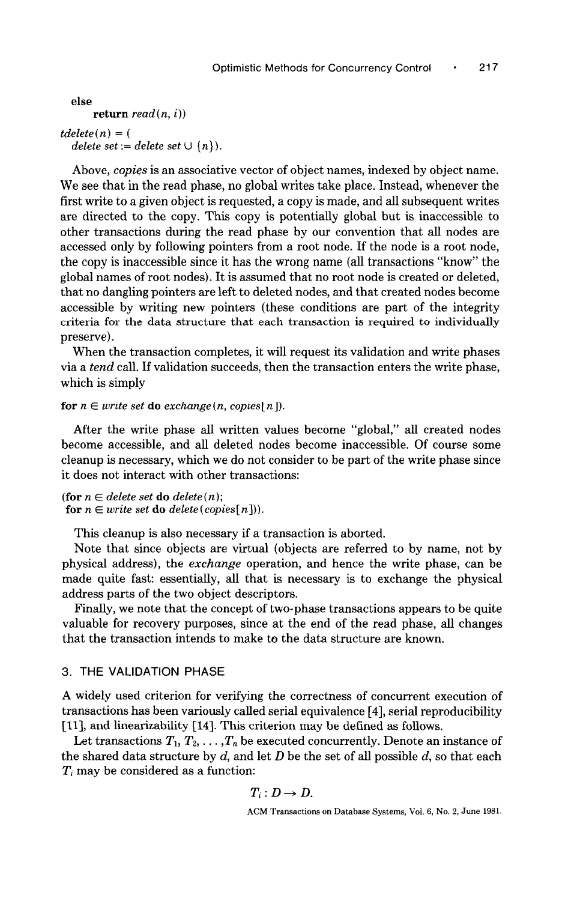**else**
    **return** *read*(*n*, *i*))

*tdelete*(*n*) = (
  *delete set* := *delete set* ∪ {*n*}).

Above, *copies* is an associative vector of object names, indexed by object name. We see that in the read phase, no global writes take place. Instead, whenever the first write to a given object is requested, a copy is made, and all subsequent writes are directed to the copy. This copy is potentially global but is inaccessible to other transactions during the read phase by our convention that all nodes are accessed only by following pointers from a root node. If the node is a root node, the copy is inaccessible since it has the wrong name (all transactions "know" the global names of root nodes). It is assumed that no root node is created or deleted, that no dangling pointers are left to deleted nodes, and that created nodes become accessible by writing new pointers (these conditions are part of the integrity criteria for the data structure that each transaction is required to individually preserve).

When the transaction completes, it will request its validation and write phases via a *tend* call. If validation succeeds, then the transaction enters the write phase, which is simply

**for** *n* ∈ *write set* **do** *exchange*(*n*, *copies*[*n*]).

After the write phase all written values become "global," all created nodes become accessible, and all deleted nodes become inaccessible. Of course some cleanup is necessary, which we do not consider to be part of the write phase since it does not interact with other transactions:

(**for** *n* ∈ *delete set* **do** *delete*(*n*);
 **for** *n* ∈ *write set* **do** *delete*(*copies*[*n*])).

This cleanup is also necessary if a transaction is aborted.

Note that since objects are virtual (objects are referred to by name, not by physical address), the *exchange* operation, and hence the write phase, can be made quite fast: essentially, all that is necessary is to exchange the physical address parts of the two object descriptors.

Finally, we note that the concept of two-phase transactions appears to be quite valuable for recovery purposes, since at the end of the read phase, all changes that the transaction intends to make to the data structure are known.

## 3. THE VALIDATION PHASE

A widely used criterion for verifying the correctness of concurrent execution of transactions has been variously called serial equivalence [4], serial reproducibility [11], and linearizability [14]. This criterion may be defined as follows.

Let transactions $T_1, T_2, \ldots, T_n$ be executed concurrently. Denote an instance of the shared data structure by $d$, and let $D$ be the set of all possible $d$, so that each $T_i$ may be considered as a function:

$$T_i : D \to D.$$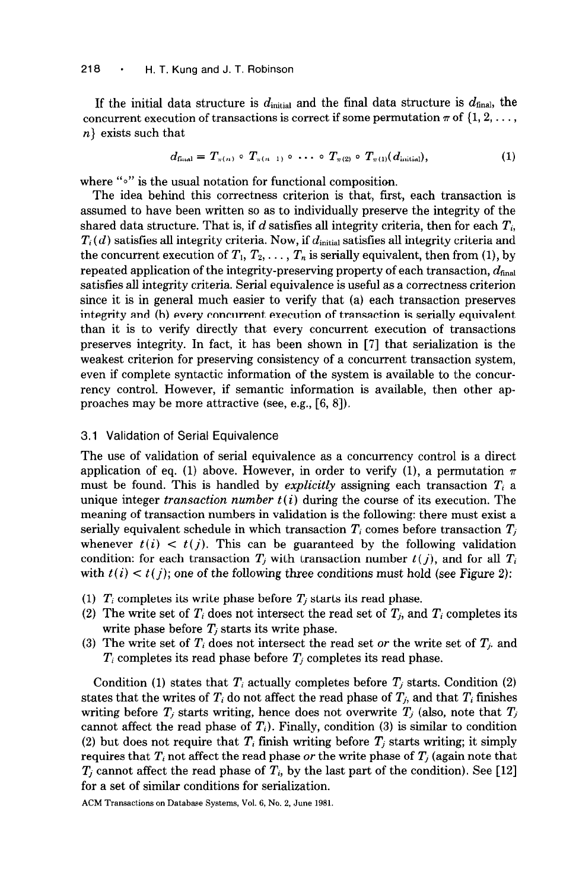If the initial data structure is $d_{\text{initial}}$ and the final data structure is $d_{\text{final}}$, the concurrent execution of transactions is correct if some permutation $\pi$ of $\{1, 2, \ldots, n\}$ exists such that

$$d_{\text{final}} = T_{\pi(n)} \circ T_{\pi(n-1)} \circ \cdots \circ T_{\pi(2)} \circ T_{\pi(1)}(d_{\text{initial}}), \tag{1}$$

where "$\circ$" is the usual notation for functional composition.

The idea behind this correctness criterion is that, first, each transaction is assumed to have been written so as to individually preserve the integrity of the shared data structure. That is, if $d$ satisfies all integrity criteria, then for each $T_i$, $T_i(d)$ satisfies all integrity criteria. Now, if $d_{\text{initial}}$ satisfies all integrity criteria and the concurrent execution of $T_1, T_2, \ldots, T_n$ is serially equivalent, then from (1), by repeated application of the integrity-preserving property of each transaction, $d_{\text{final}}$ satisfies all integrity criteria. Serial equivalence is useful as a correctness criterion since it is in general much easier to verify that (a) each transaction preserves integrity and (b) every concurrent execution of transaction is serially equivalent than it is to verify directly that every concurrent execution of transactions preserves integrity. In fact, it has been shown in [7] that serialization is the weakest criterion for preserving consistency of a concurrent transaction system, even if complete syntactic information of the system is available to the concurrency control. However, if semantic information is available, then other approaches may be more attractive (see, e.g., [6, 8]).

### 3.1 Validation of Serial Equivalence

The use of validation of serial equivalence as a concurrency control is a direct application of eq. (1) above. However, in order to verify (1), a permutation $\pi$ must be found. This is handled by *explicitly* assigning each transaction $T_i$ a unique integer *transaction number* $t(i)$ during the course of its execution. The meaning of transaction numbers in validation is the following: there must exist a serially equivalent schedule in which transaction $T_i$ comes before transaction $T_j$ whenever $t(i) < t(j)$. This can be guaranteed by the following validation condition: for each transaction $T_j$ with transaction number $t(j)$, and for all $T_i$ with $t(i) < t(j)$; one of the following three conditions must hold (see Figure 2):

(1) $T_i$ completes its write phase before $T_j$ starts its read phase.
(2) The write set of $T_i$ does not intersect the read set of $T_j$, and $T_i$ completes its write phase before $T_j$ starts its write phase.
(3) The write set of $T_i$ does not intersect the read set *or* the write set of $T_j$, and $T_i$ completes its read phase before $T_j$ completes its read phase.

Condition (1) states that $T_i$ actually completes before $T_j$ starts. Condition (2) states that the writes of $T_i$ do not affect the read phase of $T_j$, and that $T_i$ finishes writing before $T_j$ starts writing, hence does not overwrite $T_j$ (also, note that $T_j$ cannot affect the read phase of $T_i$). Finally, condition (3) is similar to condition (2) but does not require that $T_i$ finish writing before $T_j$ starts writing; it simply requires that $T_i$ not affect the read phase *or* the write phase of $T_j$ (again note that $T_j$ cannot affect the read phase of $T_i$, by the last part of the condition). See [12] for a set of similar conditions for serialization.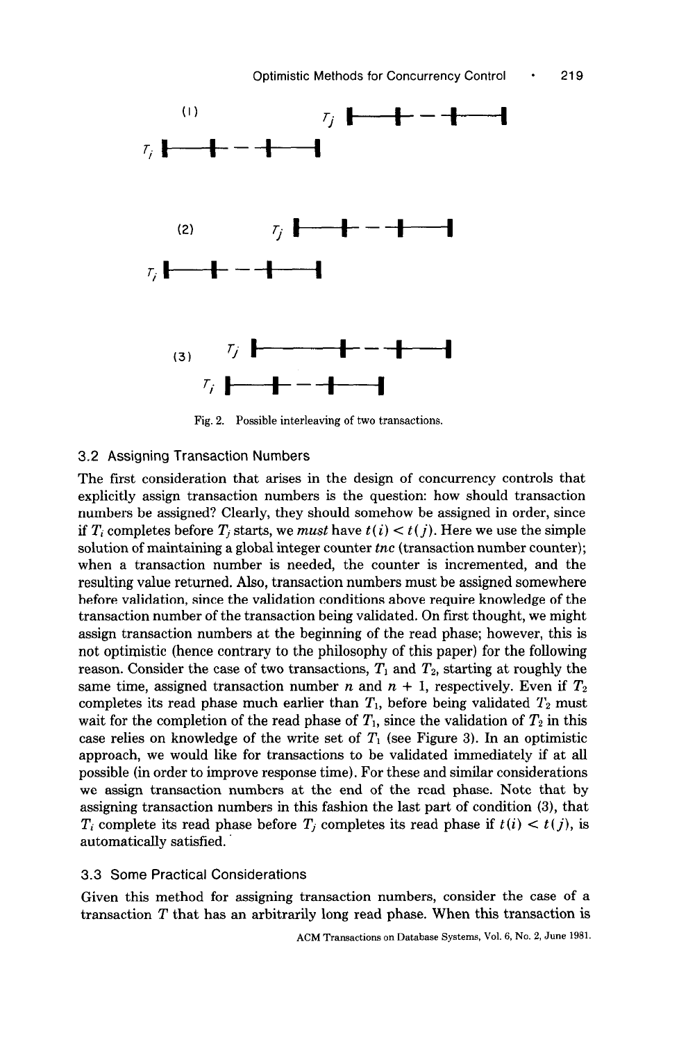(1) $T_j$

$T_i$

(2) $T_j$

$T_i$

(3) $T_j$

$T_i$

Fig. 2. Possible interleaving of two transactions.

### 3.2 Assigning Transaction Numbers

The first consideration that arises in the design of concurrency controls that explicitly assign transaction numbers is the question: how should transaction numbers be assigned? Clearly, they should somehow be assigned in order, since if $T_i$ completes before $T_j$ starts, we *must* have $t(i) < t(j)$. Here we use the simple solution of maintaining a global integer counter *tnc* (transaction number counter); when a transaction number is needed, the counter is incremented, and the resulting value returned. Also, transaction numbers must be assigned somewhere before validation, since the validation conditions above require knowledge of the transaction number of the transaction being validated. On first thought, we might assign transaction numbers at the beginning of the read phase; however, this is not optimistic (hence contrary to the philosophy of this paper) for the following reason. Consider the case of two transactions, $T_1$ and $T_2$, starting at roughly the same time, assigned transaction number $n$ and $n + 1$, respectively. Even if $T_2$ completes its read phase much earlier than $T_1$, before being validated $T_2$ must wait for the completion of the read phase of $T_1$, since the validation of $T_2$ in this case relies on knowledge of the write set of $T_1$ (see Figure 3). In an optimistic approach, we would like for transactions to be validated immediately if at all possible (in order to improve response time). For these and similar considerations we assign transaction numbers at the end of the read phase. Note that by assigning transaction numbers in this fashion the last part of condition (3), that $T_i$ complete its read phase before $T_j$ completes its read phase if $t(i) < t(j)$, is automatically satisfied.

### 3.3 Some Practical Considerations

Given this method for assigning transaction numbers, consider the case of a transaction $T$ that has an arbitrarily long read phase. When this transaction is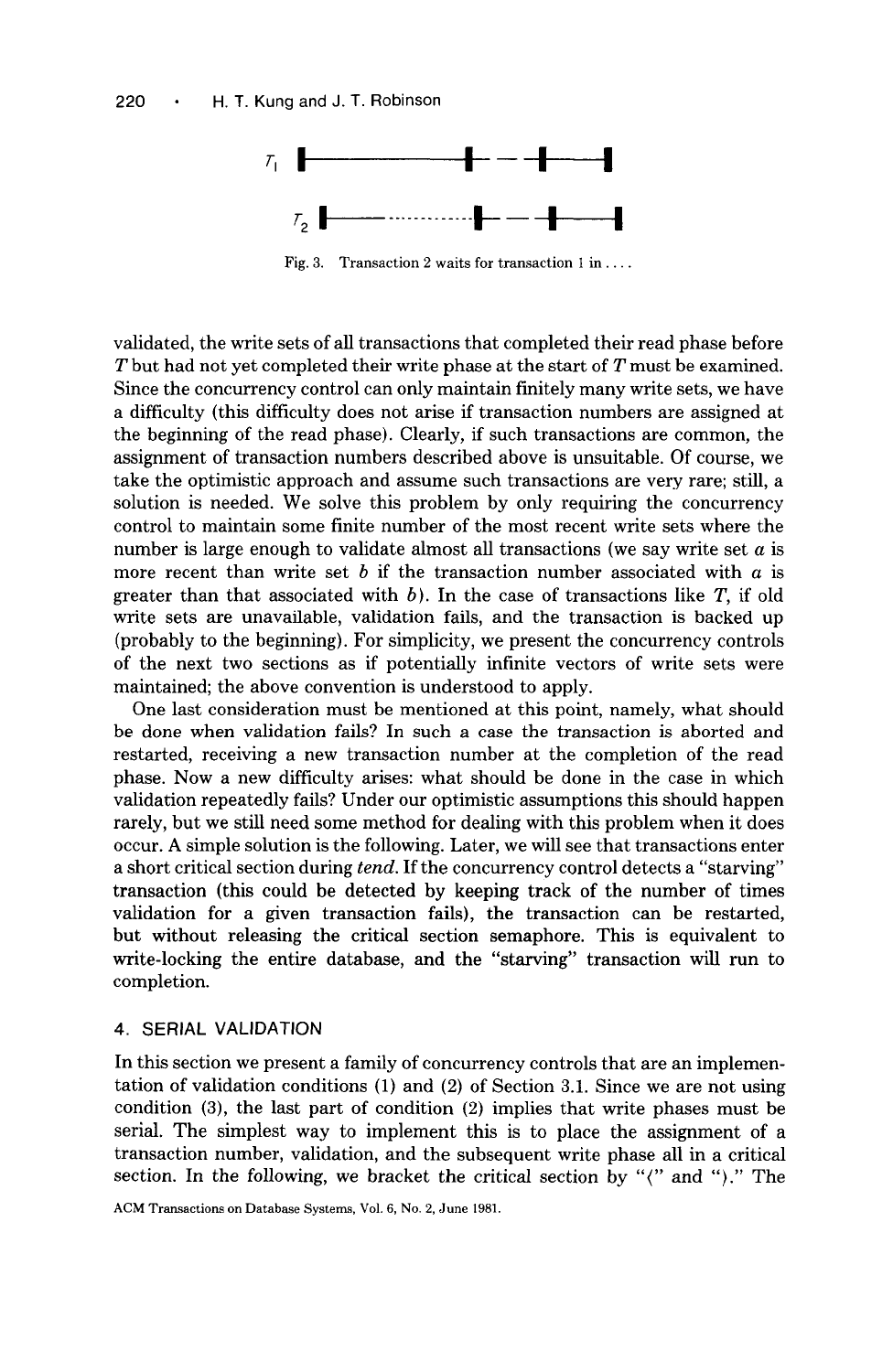Fig. 3. Transaction 2 waits for transaction 1 in . . . .

validated, the write sets of all transactions that completed their read phase before $T$ but had not yet completed their write phase at the start of $T$ must be examined. Since the concurrency control can only maintain finitely many write sets, we have a difficulty (this difficulty does not arise if transaction numbers are assigned at the beginning of the read phase). Clearly, if such transactions are common, the assignment of transaction numbers described above is unsuitable. Of course, we take the optimistic approach and assume such transactions are very rare; still, a solution is needed. We solve this problem by only requiring the concurrency control to maintain some finite number of the most recent write sets where the number is large enough to validate almost all transactions (we say write set $a$ is more recent than write set $b$ if the transaction number associated with $a$ is greater than that associated with $b$). In the case of transactions like $T$, if old write sets are unavailable, validation fails, and the transaction is backed up (probably to the beginning). For simplicity, we present the concurrency controls of the next two sections as if potentially infinite vectors of write sets were maintained; the above convention is understood to apply.

One last consideration must be mentioned at this point, namely, what should be done when validation fails? In such a case the transaction is aborted and restarted, receiving a new transaction number at the completion of the read phase. Now a new difficulty arises: what should be done in the case in which validation repeatedly fails? Under our optimistic assumptions this should happen rarely, but we still need some method for dealing with this problem when it does occur. A simple solution is the following. Later, we will see that transactions enter a short critical section during *tend*. If the concurrency control detects a "starving" transaction (this could be detected by keeping track of the number of times validation for a given transaction fails), the transaction can be restarted, but without releasing the critical section semaphore. This is equivalent to write-locking the entire database, and the "starving" transaction will run to completion.

## 4. SERIAL VALIDATION

In this section we present a family of concurrency controls that are an implementation of validation conditions (1) and (2) of Section 3.1. Since we are not using condition (3), the last part of condition (2) implies that write phases must be serial. The simplest way to implement this is to place the assignment of a transaction number, validation, and the subsequent write phase all in a critical section. In the following, we bracket the critical section by "⟨" and "⟩." The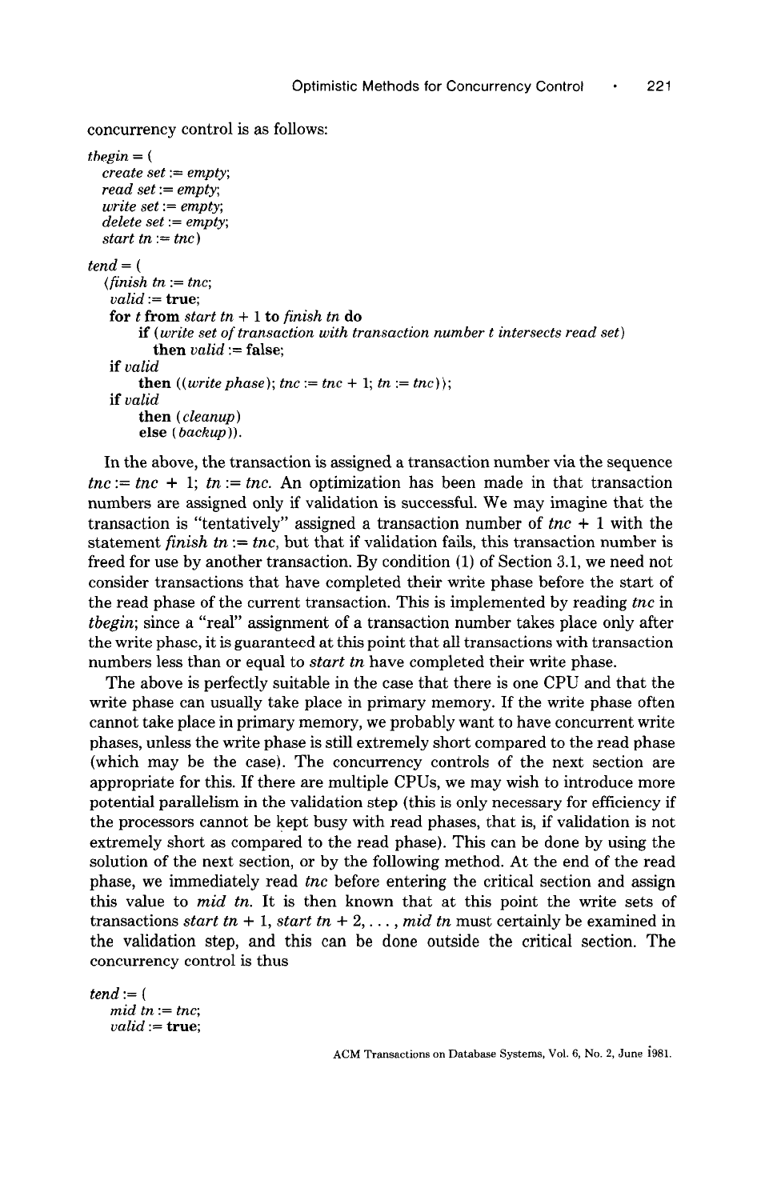concurrency control is as follows:

```
tbegin = (
   create set := empty;
   read set := empty;
   write set := empty;
   delete set := empty;
   start tn := tnc)

tend = (
   (finish tn := tnc;
    valid := true;
    for t from start tn + 1 to finish tn do
        if (write set of transaction with transaction number t intersects read set)
           then valid := false;
    if valid
        then ((write phase); tnc := tnc + 1; tn := tnc));
    if valid
        then (cleanup)
        else (backup)).
```

In the above, the transaction is assigned a transaction number via the sequence *tnc* := *tnc* + 1; *tn* := *tnc*. An optimization has been made in that transaction numbers are assigned only if validation is successful. We may imagine that the transaction is "tentatively" assigned a transaction number of *tnc* + 1 with the statement *finish tn* := *tnc*, but that if validation fails, this transaction number is freed for use by another transaction. By condition (1) of Section 3.1, we need not consider transactions that have completed their write phase before the start of the read phase of the current transaction. This is implemented by reading *tnc* in *tbegin*; since a "real" assignment of a transaction number takes place only after the write phase, it is guaranteed at this point that all transactions with transaction numbers less than or equal to *start tn* have completed their write phase.

The above is perfectly suitable in the case that there is one CPU and that the write phase can usually take place in primary memory. If the write phase often cannot take place in primary memory, we probably want to have concurrent write phases, unless the write phase is still extremely short compared to the read phase (which may be the case). The concurrency controls of the next section are appropriate for this. If there are multiple CPUs, we may wish to introduce more potential parallelism in the validation step (this is only necessary for efficiency if the processors cannot be kept busy with read phases, that is, if validation is not extremely short as compared to the read phase). This can be done by using the solution of the next section, or by the following method. At the end of the read phase, we immediately read *tnc* before entering the critical section and assign this value to *mid tn*. It is then known that at this point the write sets of transactions *start tn* + 1, *start tn* + 2, ..., *mid tn* must certainly be examined in the validation step, and this can be done outside the critical section. The concurrency control is thus

```
tend := (
   mid tn := tnc;
   valid := true;
```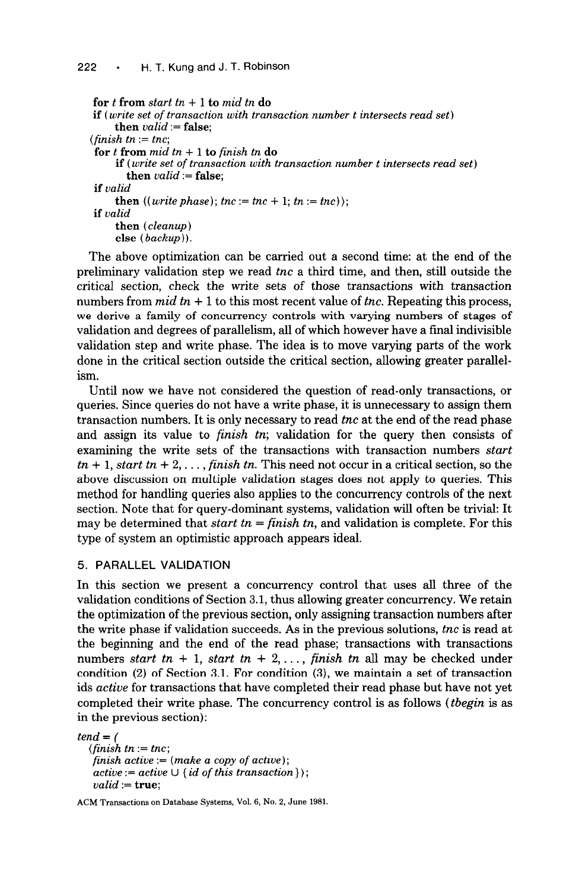```
    for t from start tn + 1 to mid tn do
    if (write set of transaction with transaction number t intersects read set)
        then valid := false;
    ⟨finish tn := tnc;
     for t from mid tn + 1 to finish tn do
        if (write set of transaction with transaction number t intersects read set)
          then valid := false;
     if valid
        then ((write phase); tnc := tnc + 1; tn := tnc));
     if valid
        then (cleanup)
        else (backup)).
```

The above optimization can be carried out a second time: at the end of the preliminary validation step we read *tnc* a third time, and then, still outside the critical section, check the write sets of those transactions with transaction numbers from *mid tn* + 1 to this most recent value of *tnc*. Repeating this process, we derive a family of concurrency controls with varying numbers of stages of validation and degrees of parallelism, all of which however have a final indivisible validation step and write phase. The idea is to move varying parts of the work done in the critical section outside the critical section, allowing greater parallelism.

Until now we have not considered the question of read-only transactions, or queries. Since queries do not have a write phase, it is unnecessary to assign them transaction numbers. It is only necessary to read *tnc* at the end of the read phase and assign its value to *finish tn*; validation for the query then consists of examining the write sets of the transactions with transaction numbers *start tn* + 1, *start tn* + 2, ..., *finish tn*. This need not occur in a critical section, so the above discussion on multiple validation stages does not apply to queries. This method for handling queries also applies to the concurrency controls of the next section. Note that for query-dominant systems, validation will often be trivial: It may be determined that *start tn* = *finish tn*, and validation is complete. For this type of system an optimistic approach appears ideal.

## 5. PARALLEL VALIDATION

In this section we present a concurrency control that uses all three of the validation conditions of Section 3.1, thus allowing greater concurrency. We retain the optimization of the previous section, only assigning transaction numbers after the write phase if validation succeeds. As in the previous solutions, *tnc* is read at the beginning and the end of the read phase; transactions with transactions numbers *start tn* + 1, *start tn* + 2, ..., *finish tn* all may be checked under condition (2) of Section 3.1. For condition (3), we maintain a set of transaction ids *active* for transactions that have completed their read phase but have not yet completed their write phase. The concurrency control is as follows (*tbegin* is as in the previous section):

```
tend = (
  ⟨finish tn := tnc;
   finish active := (make a copy of active);
   active := active ∪ {id of this transaction}⟩;
   valid := true;
```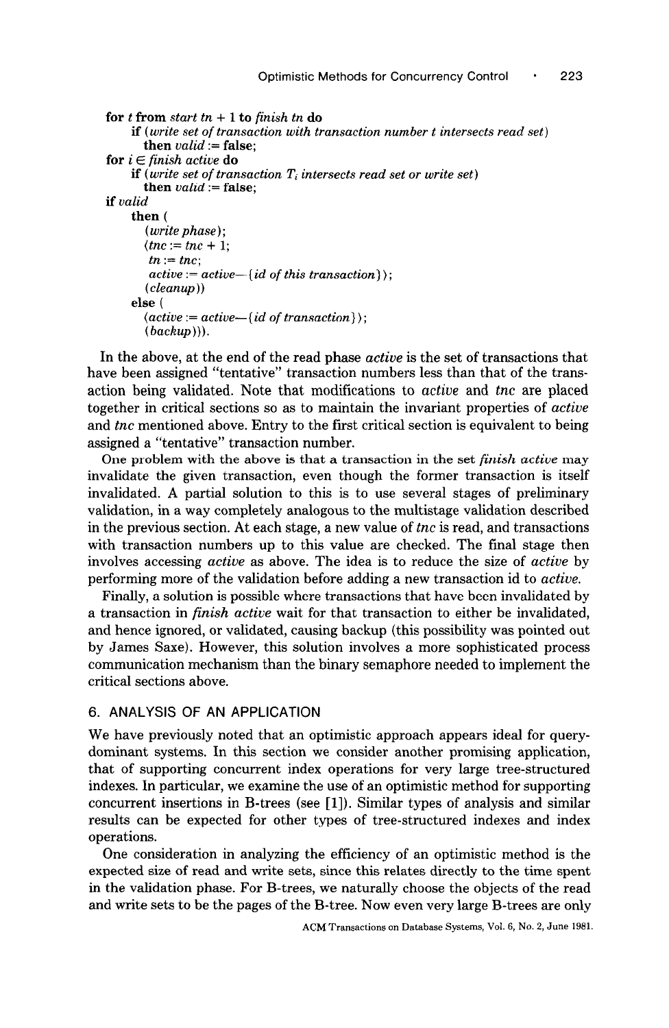```
for t from start tn + 1 to finish tn do
    if (write set of transaction with transaction number t intersects read set)
       then valid := false;
for i ∈ finish active do
    if (write set of transaction T_i intersects read set or write set)
       then valid := false;
if valid
    then (
       (write phase);
       ⟨tnc := tnc + 1;
        tn := tnc;
        active := active—{id of this transaction}⟩;
       (cleanup))
    else (
       ⟨active := active—{id of transaction}⟩;
       (backup))).
```

In the above, at the end of the read phase *active* is the set of transactions that have been assigned "tentative" transaction numbers less than that of the transaction being validated. Note that modifications to *active* and *tnc* are placed together in critical sections so as to maintain the invariant properties of *active* and *tnc* mentioned above. Entry to the first critical section is equivalent to being assigned a "tentative" transaction number.

One problem with the above is that a transaction in the set *finish active* may invalidate the given transaction, even though the former transaction is itself invalidated. A partial solution to this is to use several stages of preliminary validation, in a way completely analogous to the multistage validation described in the previous section. At each stage, a new value of *tnc* is read, and transactions with transaction numbers up to this value are checked. The final stage then involves accessing *active* as above. The idea is to reduce the size of *active* by performing more of the validation before adding a new transaction id to *active*.

Finally, a solution is possible where transactions that have been invalidated by a transaction in *finish active* wait for that transaction to either be invalidated, and hence ignored, or validated, causing backup (this possibility was pointed out by James Saxe). However, this solution involves a more sophisticated process communication mechanism than the binary semaphore needed to implement the critical sections above.

## 6. ANALYSIS OF AN APPLICATION

We have previously noted that an optimistic approach appears ideal for query-dominant systems. In this section we consider another promising application, that of supporting concurrent index operations for very large tree-structured indexes. In particular, we examine the use of an optimistic method for supporting concurrent insertions in B-trees (see [1]). Similar types of analysis and similar results can be expected for other types of tree-structured indexes and index operations.

One consideration in analyzing the efficiency of an optimistic method is the expected size of read and write sets, since this relates directly to the time spent in the validation phase. For B-trees, we naturally choose the objects of the read and write sets to be the pages of the B-tree. Now even very large B-trees are only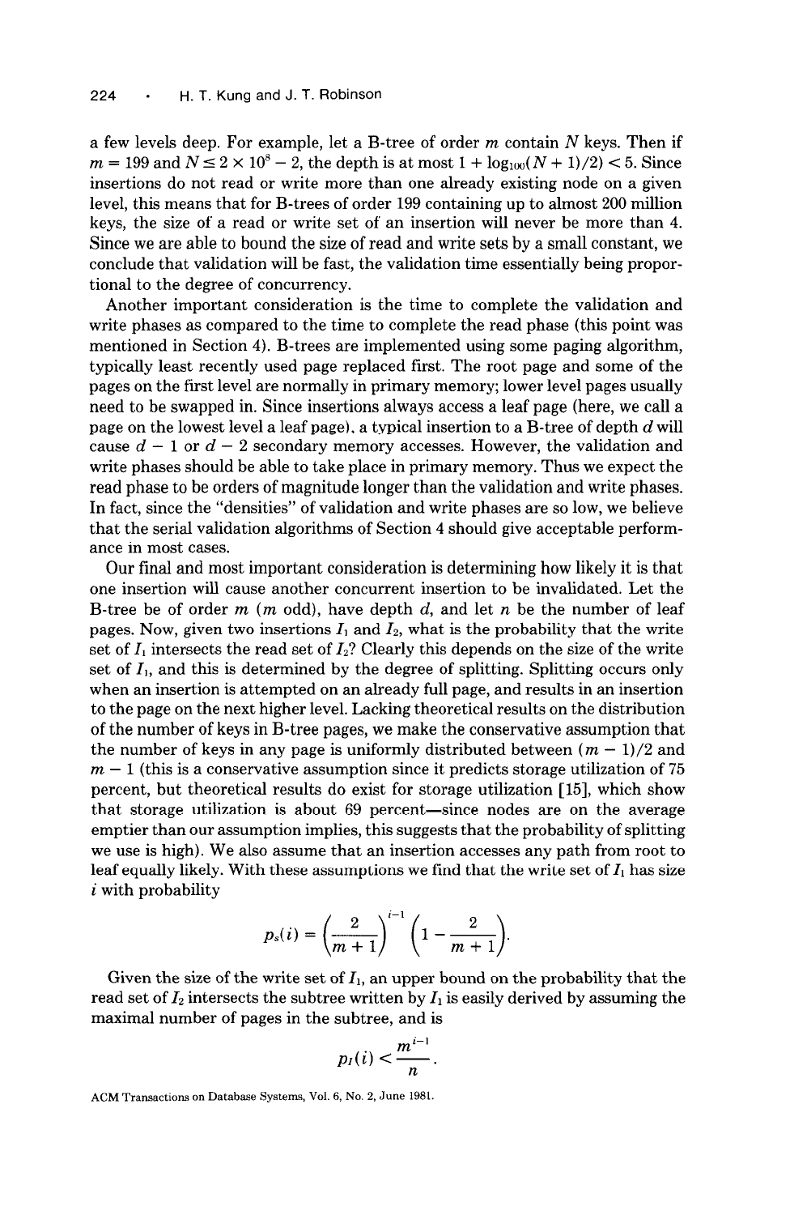a few levels deep. For example, let a B-tree of order $m$ contain $N$ keys. Then if $m = 199$ and $N \le 2 \times 10^8 - 2$, the depth is at most $1 + \log_{100}(N + 1)/2) < 5$. Since insertions do not read or write more than one already existing node on a given level, this means that for B-trees of order 199 containing up to almost 200 million keys, the size of a read or write set of an insertion will never be more than 4. Since we are able to bound the size of read and write sets by a small constant, we conclude that validation will be fast, the validation time essentially being proportional to the degree of concurrency.

Another important consideration is the time to complete the validation and write phases as compared to the time to complete the read phase (this point was mentioned in Section 4). B-trees are implemented using some paging algorithm, typically least recently used page replaced first. The root page and some of the pages on the first level are normally in primary memory; lower level pages usually need to be swapped in. Since insertions always access a leaf page (here, we call a page on the lowest level a leaf page), a typical insertion to a B-tree of depth $d$ will cause $d - 1$ or $d - 2$ secondary memory accesses. However, the validation and write phases should be able to take place in primary memory. Thus we expect the read phase to be orders of magnitude longer than the validation and write phases. In fact, since the "densities" of validation and write phases are so low, we believe that the serial validation algorithms of Section 4 should give acceptable performance in most cases.

Our final and most important consideration is determining how likely it is that one insertion will cause another concurrent insertion to be invalidated. Let the B-tree be of order $m$ ($m$ odd), have depth $d$, and let $n$ be the number of leaf pages. Now, given two insertions $I_1$ and $I_2$, what is the probability that the write set of $I_1$ intersects the read set of $I_2$? Clearly this depends on the size of the write set of $I_1$, and this is determined by the degree of splitting. Splitting occurs only when an insertion is attempted on an already full page, and results in an insertion to the page on the next higher level. Lacking theoretical results on the distribution of the number of keys in B-tree pages, we make the conservative assumption that the number of keys in any page is uniformly distributed between $(m - 1)/2$ and $m - 1$ (this is a conservative assumption since it predicts storage utilization of 75 percent, but theoretical results do exist for storage utilization [15], which show that storage utilization is about 69 percent—since nodes are on the average emptier than our assumption implies, this suggests that the probability of splitting we use is high). We also assume that an insertion accesses any path from root to leaf equally likely. With these assumptions we find that the write set of $I_1$ has size $i$ with probability

$$p_s(i) = \left(\frac{2}{m+1}\right)^{i-1} \left(1 - \frac{2}{m+1}\right).$$

Given the size of the write set of $I_1$, an upper bound on the probability that the read set of $I_2$ intersects the subtree written by $I_1$ is easily derived by assuming the maximal number of pages in the subtree, and is

$$p_I(i) < \frac{m^{i-1}}{n}.$$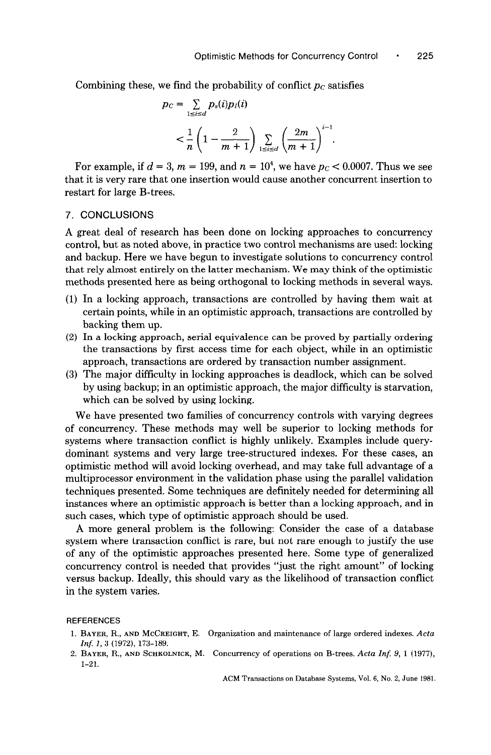Combining these, we find the probability of conflict $p_C$ satisfies

$$
\begin{aligned}
p_C &= \sum_{1 \le i \le d} p_s(i) p_I(i) \\
&< \frac{1}{n}\left(1 - \frac{2}{m+1}\right) \sum_{1 \le i \le d} \left(\frac{2m}{m+1}\right)^{i-1}.
\end{aligned}
$$

For example, if $d = 3$, $m = 199$, and $n = 10^4$, we have $p_C < 0.0007$. Thus we see that it is very rare that one insertion would cause another concurrent insertion to restart for large B-trees.

## 7. CONCLUSIONS

A great deal of research has been done on locking approaches to concurrency control, but as noted above, in practice two control mechanisms are used: locking and backup. Here we have begun to investigate solutions to concurrency control that rely almost entirely on the latter mechanism. We may think of the optimistic methods presented here as being orthogonal to locking methods in several ways.

(1) In a locking approach, transactions are controlled by having them wait at certain points, while in an optimistic approach, transactions are controlled by backing them up.

(2) In a locking approach, serial equivalence can be proved by partially ordering the transactions by first access time for each object, while in an optimistic approach, transactions are ordered by transaction number assignment.

(3) The major difficulty in locking approaches is deadlock, which can be solved by using backup; in an optimistic approach, the major difficulty is starvation, which can be solved by using locking.

We have presented two families of concurrency controls with varying degrees of concurrency. These methods may well be superior to locking methods for systems where transaction conflict is highly unlikely. Examples include query-dominant systems and very large tree-structured indexes. For these cases, an optimistic method will avoid locking overhead, and may take full advantage of a multiprocessor environment in the validation phase using the parallel validation techniques presented. Some techniques are definitely needed for determining all instances where an optimistic approach is better than a locking approach, and in such cases, which type of optimistic approach should be used.

A more general problem is the following: Consider the case of a database system where transaction conflict is rare, but not rare enough to justify the use of any of the optimistic approaches presented here. Some type of generalized concurrency control is needed that provides "just the right amount" of locking versus backup. Ideally, this should vary as the likelihood of transaction conflict in the system varies.

## REFERENCES

1. Bayer, R., and McCreight, E. Organization and maintenance of large ordered indexes. *Acta Inf. 1*, 3 (1972), 173–189.
2. Bayer, R., and Schkolnick, M. Concurrency of operations on B-trees. *Acta Inf. 9*, 1 (1977), 1–21.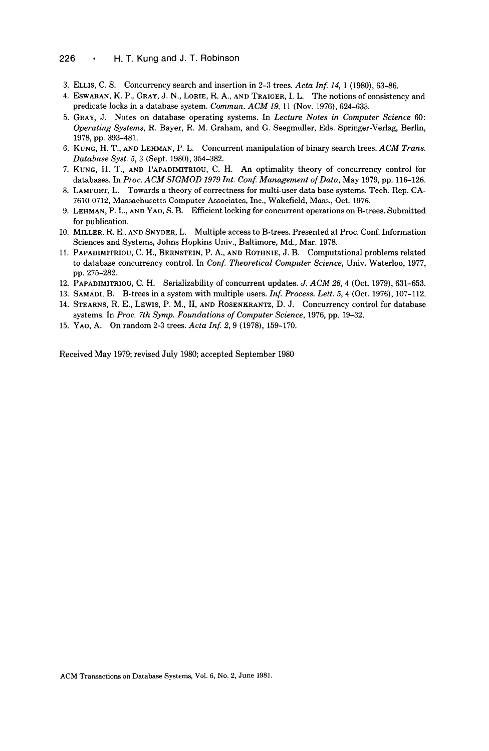3. ELLIS, C. S. Concurrency search and insertion in 2-3 trees. *Acta Inf. 14*, 1 (1980), 63–86.
4. ESWARAN, K. P., GRAY, J. N., LORIE, R. A., AND TRAIGER, I. L. The notions of consistency and predicate locks in a database system. *Commun. ACM 19*, 11 (Nov. 1976), 624–633.
5. GRAY, J. Notes on database operating systems. In *Lecture Notes in Computer Science* 60: *Operating Systems*, R. Bayer, R. M. Graham, and G. Seegmuller, Eds. Springer-Verlag, Berlin, 1978, pp. 393–481.
6. KUNG, H. T., AND LEHMAN, P. L. Concurrent manipulation of binary search trees. *ACM Trans. Database Syst. 5*, 3 (Sept. 1980), 354–382.
7. KUNG, H. T., AND PAPADIMITRIOU, C. H. An optimality theory of concurrency control for databases. In *Proc. ACM SIGMOD 1979 Int. Conf. Management of Data*, May 1979, pp. 116–126.
8. LAMPORT, L. Towards a theory of correctness for multi-user data base systems. Tech. Rep. CA-7610-0712, Massachusetts Computer Associates, Inc., Wakefield, Mass., Oct. 1976.
9. LEHMAN, P. L., AND YAO, S. B. Efficient locking for concurrent operations on B-trees. Submitted for publication.
10. MILLER, R. E., AND SNYDER, L. Multiple access to B-trees. Presented at Proc. Conf. Information Sciences and Systems, Johns Hopkins Univ., Baltimore, Md., Mar. 1978.
11. PAPADIMITRIOU, C. H., BERNSTEIN, P. A., AND ROTHNIE, J. B. Computational problems related to database concurrency control. In *Conf. Theoretical Computer Science*, Univ. Waterloo, 1977, pp. 275–282.
12. PAPADIMITRIOU, C. H. Serializability of concurrent updates. *J. ACM 26*, 4 (Oct. 1979), 631–653.
13. SAMADI, B. B-trees in a system with multiple users. *Inf. Process. Lett. 5*, 4 (Oct. 1976), 107–112.
14. STEARNS, R. E., LEWIS, P. M., II, AND ROSENKRANTZ, D. J. Concurrency control for database systems. In *Proc. 7th Symp. Foundations of Computer Science*, 1976, pp. 19–32.
15. YAO, A. On random 2-3 trees. *Acta Inf. 2*, 9 (1978), 159–170.

Received May 1979; revised July 1980; accepted September 1980